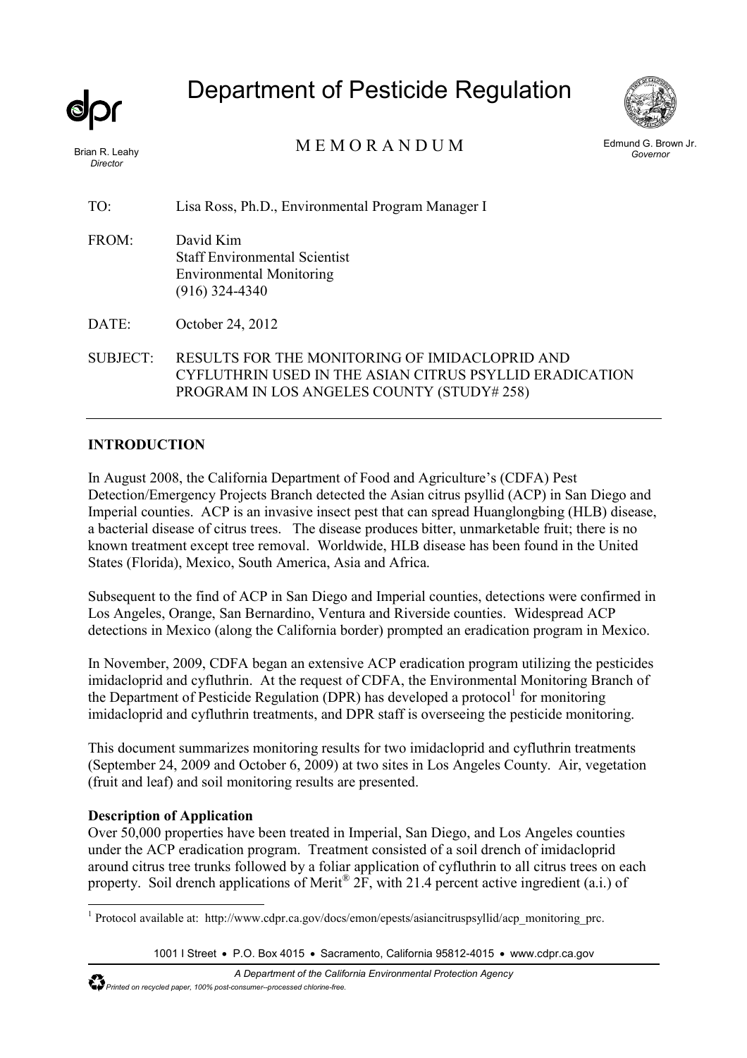# Department of Pesticide Regulation

Brian R. Leahy
*Director*

M E M O R A N D U M

Edmund G. Brown Jr.
*Governor*

TO: Lisa Ross, Ph.D., Environmental Program Manager I

FROM: David Kim
Staff Environmental Scientist
Environmental Monitoring
(916) 324-4340

DATE: October 24, 2012

SUBJECT: RESULTS FOR THE MONITORING OF IMIDACLOPRID AND CYFLUTHRIN USED IN THE ASIAN CITRUS PSYLLID ERADICATION PROGRAM IN LOS ANGELES COUNTY (STUDY# 258)

---

## INTRODUCTION

In August 2008, the California Department of Food and Agriculture's (CDFA) Pest Detection/Emergency Projects Branch detected the Asian citrus psyllid (ACP) in San Diego and Imperial counties. ACP is an invasive insect pest that can spread Huanglongbing (HLB) disease, a bacterial disease of citrus trees. The disease produces bitter, unmarketable fruit; there is no known treatment except tree removal. Worldwide, HLB disease has been found in the United States (Florida), Mexico, South America, Asia and Africa.

Subsequent to the find of ACP in San Diego and Imperial counties, detections were confirmed in Los Angeles, Orange, San Bernardino, Ventura and Riverside counties. Widespread ACP detections in Mexico (along the California border) prompted an eradication program in Mexico.

In November, 2009, CDFA began an extensive ACP eradication program utilizing the pesticides imidacloprid and cyfluthrin. At the request of CDFA, the Environmental Monitoring Branch of the Department of Pesticide Regulation (DPR) has developed a protocol[1] for monitoring imidacloprid and cyfluthrin treatments, and DPR staff is overseeing the pesticide monitoring.

This document summarizes monitoring results for two imidacloprid and cyfluthrin treatments (September 24, 2009 and October 6, 2009) at two sites in Los Angeles County. Air, vegetation (fruit and leaf) and soil monitoring results are presented.

### Description of Application

Over 50,000 properties have been treated in Imperial, San Diego, and Los Angeles counties under the ACP eradication program. Treatment consisted of a soil drench of imidacloprid around citrus tree trunks followed by a foliar application of cyfluthrin to all citrus trees on each property. Soil drench applications of Merit® 2F, with 21.4 percent active ingredient (a.i.) of

---

[1] Protocol available at: http://www.cdpr.ca.gov/docs/emon/epests/asiancitruspsyllid/acp_monitoring_prc.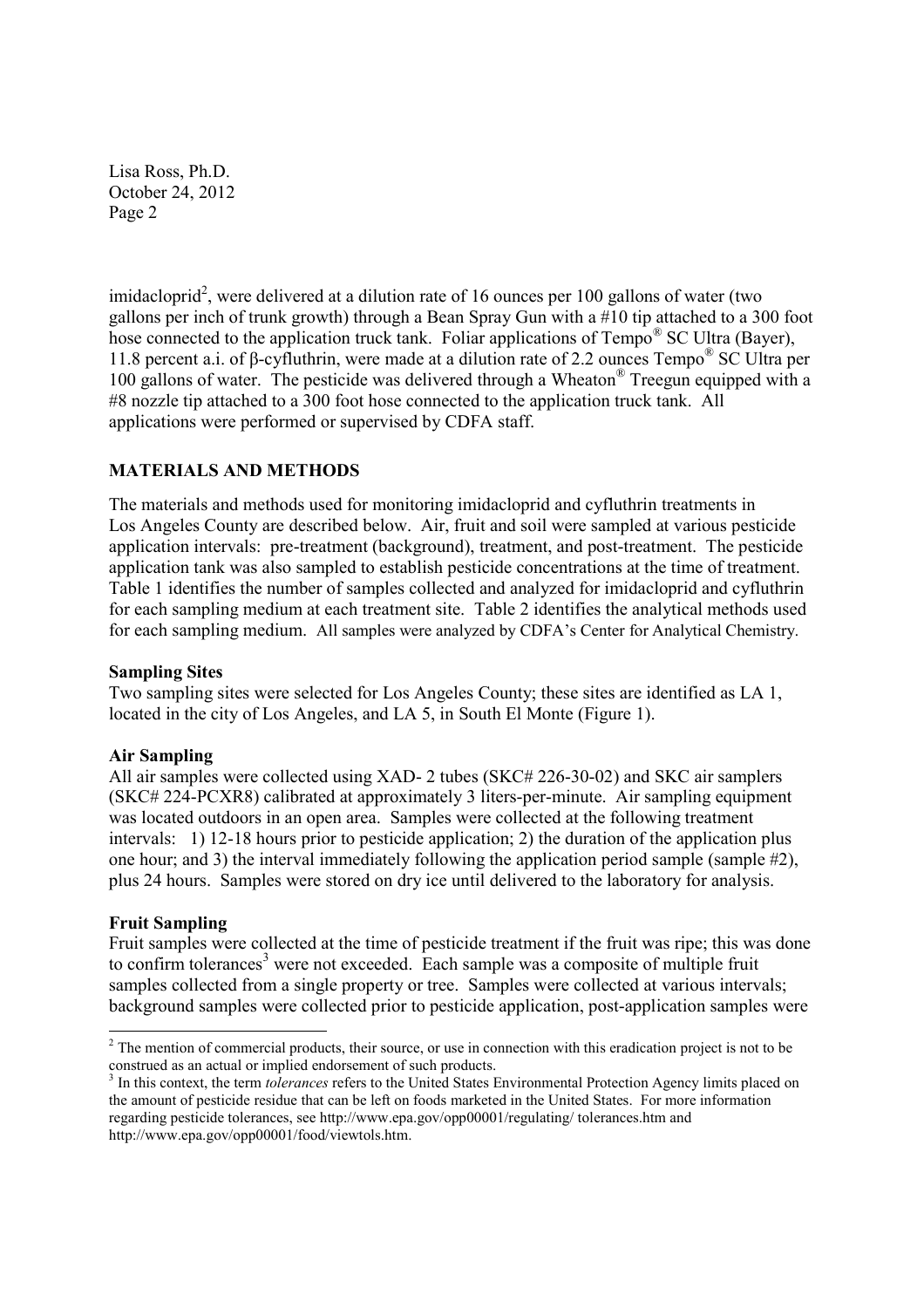imidacloprid[2], were delivered at a dilution rate of 16 ounces per 100 gallons of water (two gallons per inch of trunk growth) through a Bean Spray Gun with a #10 tip attached to a 300 foot hose connected to the application truck tank. Foliar applications of Tempo® SC Ultra (Bayer), 11.8 percent a.i. of β-cyfluthrin, were made at a dilution rate of 2.2 ounces Tempo® SC Ultra per 100 gallons of water. The pesticide was delivered through a Wheaton® Treegun equipped with a #8 nozzle tip attached to a 300 foot hose connected to the application truck tank. All applications were performed or supervised by CDFA staff.

## MATERIALS AND METHODS

The materials and methods used for monitoring imidacloprid and cyfluthrin treatments in Los Angeles County are described below. Air, fruit and soil were sampled at various pesticide application intervals: pre-treatment (background), treatment, and post-treatment. The pesticide application tank was also sampled to establish pesticide concentrations at the time of treatment. Table 1 identifies the number of samples collected and analyzed for imidacloprid and cyfluthrin for each sampling medium at each treatment site. Table 2 identifies the analytical methods used for each sampling medium. All samples were analyzed by CDFA's Center for Analytical Chemistry.

### Sampling Sites

Two sampling sites were selected for Los Angeles County; these sites are identified as LA 1, located in the city of Los Angeles, and LA 5, in South El Monte (Figure 1).

### Air Sampling

All air samples were collected using XAD- 2 tubes (SKC# 226-30-02) and SKC air samplers (SKC# 224-PCXR8) calibrated at approximately 3 liters-per-minute. Air sampling equipment was located outdoors in an open area. Samples were collected at the following treatment intervals: 1) 12-18 hours prior to pesticide application; 2) the duration of the application plus one hour; and 3) the interval immediately following the application period sample (sample #2), plus 24 hours. Samples were stored on dry ice until delivered to the laboratory for analysis.

### Fruit Sampling

Fruit samples were collected at the time of pesticide treatment if the fruit was ripe; this was done to confirm tolerances[3] were not exceeded. Each sample was a composite of multiple fruit samples collected from a single property or tree. Samples were collected at various intervals; background samples were collected prior to pesticide application, post-application samples were

---

[2] The mention of commercial products, their source, or use in connection with this eradication project is not to be construed as an actual or implied endorsement of such products.

[3] In this context, the term *tolerances* refers to the United States Environmental Protection Agency limits placed on the amount of pesticide residue that can be left on foods marketed in the United States. For more information regarding pesticide tolerances, see http://www.epa.gov/opp00001/regulating/ tolerances.htm and http://www.epa.gov/opp00001/food/viewtols.htm.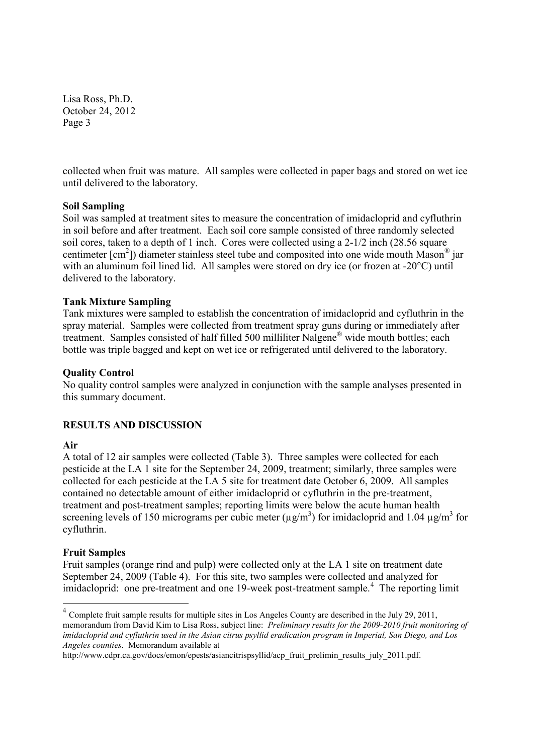collected when fruit was mature. All samples were collected in paper bags and stored on wet ice until delivered to the laboratory.

**Soil Sampling**

Soil was sampled at treatment sites to measure the concentration of imidacloprid and cyfluthrin in soil before and after treatment. Each soil core sample consisted of three randomly selected soil cores, taken to a depth of 1 inch. Cores were collected using a 2-1/2 inch (28.56 square centimeter [$cm^2$]) diameter stainless steel tube and composited into one wide mouth Mason® jar with an aluminum foil lined lid. All samples were stored on dry ice (or frozen at -20°C) until delivered to the laboratory.

**Tank Mixture Sampling**

Tank mixtures were sampled to establish the concentration of imidacloprid and cyfluthrin in the spray material. Samples were collected from treatment spray guns during or immediately after treatment. Samples consisted of half filled 500 milliliter Nalgene® wide mouth bottles; each bottle was triple bagged and kept on wet ice or refrigerated until delivered to the laboratory.

**Quality Control**

No quality control samples were analyzed in conjunction with the sample analyses presented in this summary document.

## RESULTS AND DISCUSSION

**Air**

A total of 12 air samples were collected (Table 3). Three samples were collected for each pesticide at the LA 1 site for the September 24, 2009, treatment; similarly, three samples were collected for each pesticide at the LA 5 site for treatment date October 6, 2009. All samples contained no detectable amount of either imidacloprid or cyfluthrin in the pre-treatment, treatment and post-treatment samples; reporting limits were below the acute human health screening levels of 150 micrograms per cubic meter ($\mu g/m^3$) for imidacloprid and 1.04 $\mu g/m^3$ for cyfluthrin.

**Fruit Samples**

Fruit samples (orange rind and pulp) were collected only at the LA 1 site on treatment date September 24, 2009 (Table 4). For this site, two samples were collected and analyzed for imidacloprid: one pre-treatment and one 19-week post-treatment sample.[4] The reporting limit

---

[4] Complete fruit sample results for multiple sites in Los Angeles County are described in the July 29, 2011, memorandum from David Kim to Lisa Ross, subject line: *Preliminary results for the 2009-2010 fruit monitoring of imidacloprid and cyfluthrin used in the Asian citrus psyllid eradication program in Imperial, San Diego, and Los Angeles counties*. Memorandum available at http://www.cdpr.ca.gov/docs/emon/epests/asiancitrispsyllid/acp_fruit_prelimin_results_july_2011.pdf.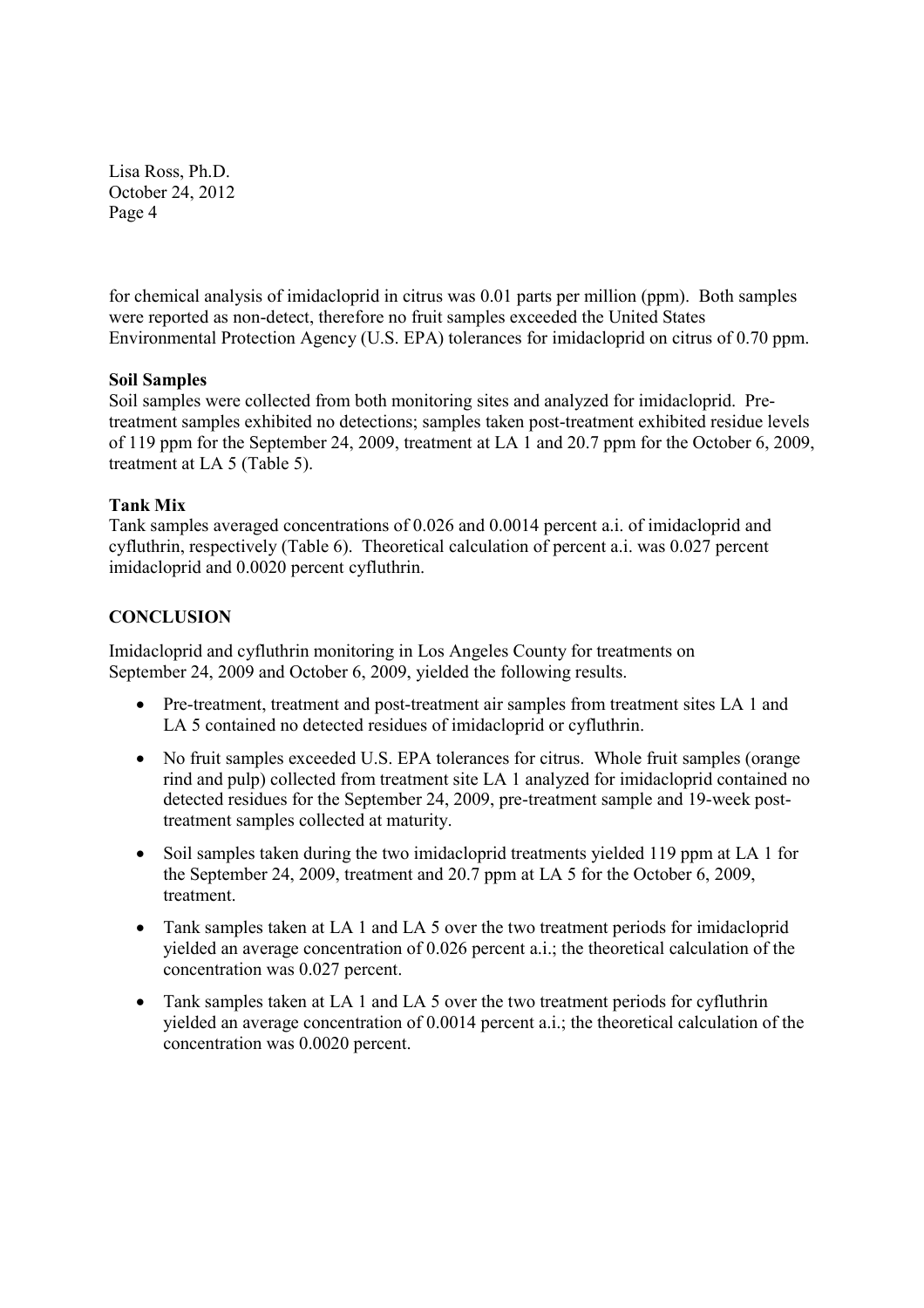for chemical analysis of imidacloprid in citrus was 0.01 parts per million (ppm). Both samples were reported as non-detect, therefore no fruit samples exceeded the United States Environmental Protection Agency (U.S. EPA) tolerances for imidacloprid on citrus of 0.70 ppm.

**Soil Samples**

Soil samples were collected from both monitoring sites and analyzed for imidacloprid. Pre-treatment samples exhibited no detections; samples taken post-treatment exhibited residue levels of 119 ppm for the September 24, 2009, treatment at LA 1 and 20.7 ppm for the October 6, 2009, treatment at LA 5 (Table 5).

**Tank Mix**

Tank samples averaged concentrations of 0.026 and 0.0014 percent a.i. of imidacloprid and cyfluthrin, respectively (Table 6). Theoretical calculation of percent a.i. was 0.027 percent imidacloprid and 0.0020 percent cyfluthrin.

## CONCLUSION

Imidacloprid and cyfluthrin monitoring in Los Angeles County for treatments on September 24, 2009 and October 6, 2009, yielded the following results.

- Pre-treatment, treatment and post-treatment air samples from treatment sites LA 1 and LA 5 contained no detected residues of imidacloprid or cyfluthrin.
- No fruit samples exceeded U.S. EPA tolerances for citrus. Whole fruit samples (orange rind and pulp) collected from treatment site LA 1 analyzed for imidacloprid contained no detected residues for the September 24, 2009, pre-treatment sample and 19-week post-treatment samples collected at maturity.
- Soil samples taken during the two imidacloprid treatments yielded 119 ppm at LA 1 for the September 24, 2009, treatment and 20.7 ppm at LA 5 for the October 6, 2009, treatment.
- Tank samples taken at LA 1 and LA 5 over the two treatment periods for imidacloprid yielded an average concentration of 0.026 percent a.i.; the theoretical calculation of the concentration was 0.027 percent.
- Tank samples taken at LA 1 and LA 5 over the two treatment periods for cyfluthrin yielded an average concentration of 0.0014 percent a.i.; the theoretical calculation of the concentration was 0.0020 percent.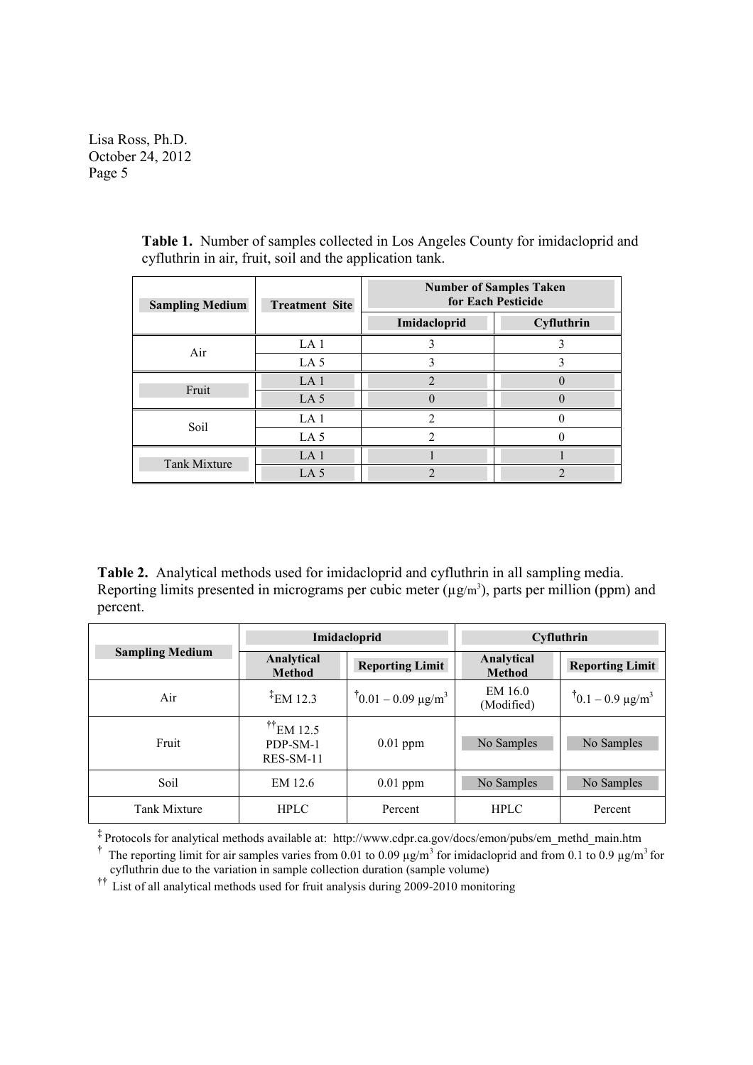**Table 1.** Number of samples collected in Los Angeles County for imidacloprid and cyfluthrin in air, fruit, soil and the application tank.

| Sampling Medium | Treatment Site | Number of Samples Taken for Each Pesticide | |
|---|---|---|---|
| | | Imidacloprid | Cyfluthrin |
| Air | LA 1 | 3 | 3 |
| | LA 5 | 3 | 3 |
| Fruit | LA 1 | 2 | 0 |
| | LA 5 | 0 | 0 |
| Soil | LA 1 | 2 | 0 |
| | LA 5 | 2 | 0 |
| Tank Mixture | LA 1 | 1 | 1 |
| | LA 5 | 2 | 2 |

**Table 2.** Analytical methods used for imidacloprid and cyfluthrin in all sampling media. Reporting limits presented in micrograms per cubic meter (µg/m³), parts per million (ppm) and percent.

| Sampling Medium | Imidacloprid | | Cyfluthrin | |
|---|---|---|---|---|
| | Analytical Method | Reporting Limit | Analytical Method | Reporting Limit |
| Air | ‡EM 12.3 | †0.01 – 0.09 µg/m³ | EM 16.0 (Modified) | †0.1 – 0.9 µg/m³ |
| Fruit | ††EM 12.5 PDP-SM-1 RES-SM-11 | 0.01 ppm | No Samples | No Samples |
| Soil | EM 12.6 | 0.01 ppm | No Samples | No Samples |
| Tank Mixture | HPLC | Percent | HPLC | Percent |

‡ Protocols for analytical methods available at: http://www.cdpr.ca.gov/docs/emon/pubs/em_methd_main.htm

† The reporting limit for air samples varies from 0.01 to 0.09 µg/m³ for imidacloprid and from 0.1 to 0.9 µg/m³ for cyfluthrin due to the variation in sample collection duration (sample volume)

†† List of all analytical methods used for fruit analysis during 2009-2010 monitoring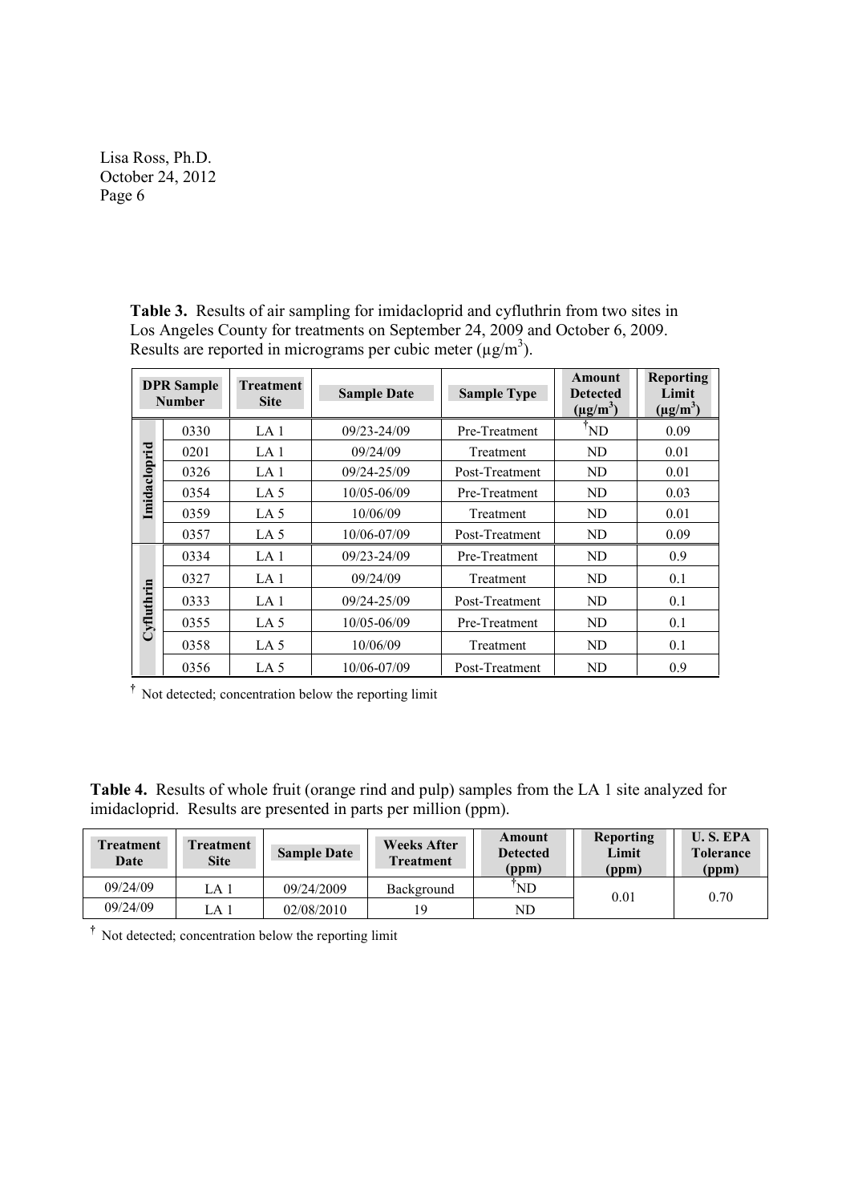**Table 3.** Results of air sampling for imidacloprid and cyfluthrin from two sites in Los Angeles County for treatments on September 24, 2009 and October 6, 2009. Results are reported in micrograms per cubic meter (µg/m$^3$).

| | DPR Sample Number | Treatment Site | Sample Date | Sample Type | Amount Detected (µg/m$^3$) | Reporting Limit (µg/m$^3$) |
|---|---|---|---|---|---|---|
| Imidacloprid | 0330 | LA 1 | 09/23-24/09 | Pre-Treatment | †ND | 0.09 |
| | 0201 | LA 1 | 09/24/09 | Treatment | ND | 0.01 |
| | 0326 | LA 1 | 09/24-25/09 | Post-Treatment | ND | 0.01 |
| | 0354 | LA 5 | 10/05-06/09 | Pre-Treatment | ND | 0.03 |
| | 0359 | LA 5 | 10/06/09 | Treatment | ND | 0.01 |
| | 0357 | LA 5 | 10/06-07/09 | Post-Treatment | ND | 0.09 |
| Cyfluthrin | 0334 | LA 1 | 09/23-24/09 | Pre-Treatment | ND | 0.9 |
| | 0327 | LA 1 | 09/24/09 | Treatment | ND | 0.1 |
| | 0333 | LA 1 | 09/24-25/09 | Post-Treatment | ND | 0.1 |
| | 0355 | LA 5 | 10/05-06/09 | Pre-Treatment | ND | 0.1 |
| | 0358 | LA 5 | 10/06/09 | Treatment | ND | 0.1 |
| | 0356 | LA 5 | 10/06-07/09 | Post-Treatment | ND | 0.9 |

† Not detected; concentration below the reporting limit

**Table 4.** Results of whole fruit (orange rind and pulp) samples from the LA 1 site analyzed for imidacloprid. Results are presented in parts per million (ppm).

| Treatment Date | Treatment Site | Sample Date | Weeks After Treatment | Amount Detected (ppm) | Reporting Limit (ppm) | U. S. EPA Tolerance (ppm) |
|---|---|---|---|---|---|---|
| 09/24/09 | LA 1 | 09/24/2009 | Background | †ND | 0.01 | 0.70 |
| 09/24/09 | LA 1 | 02/08/2010 | 19 | ND | | |

† Not detected; concentration below the reporting limit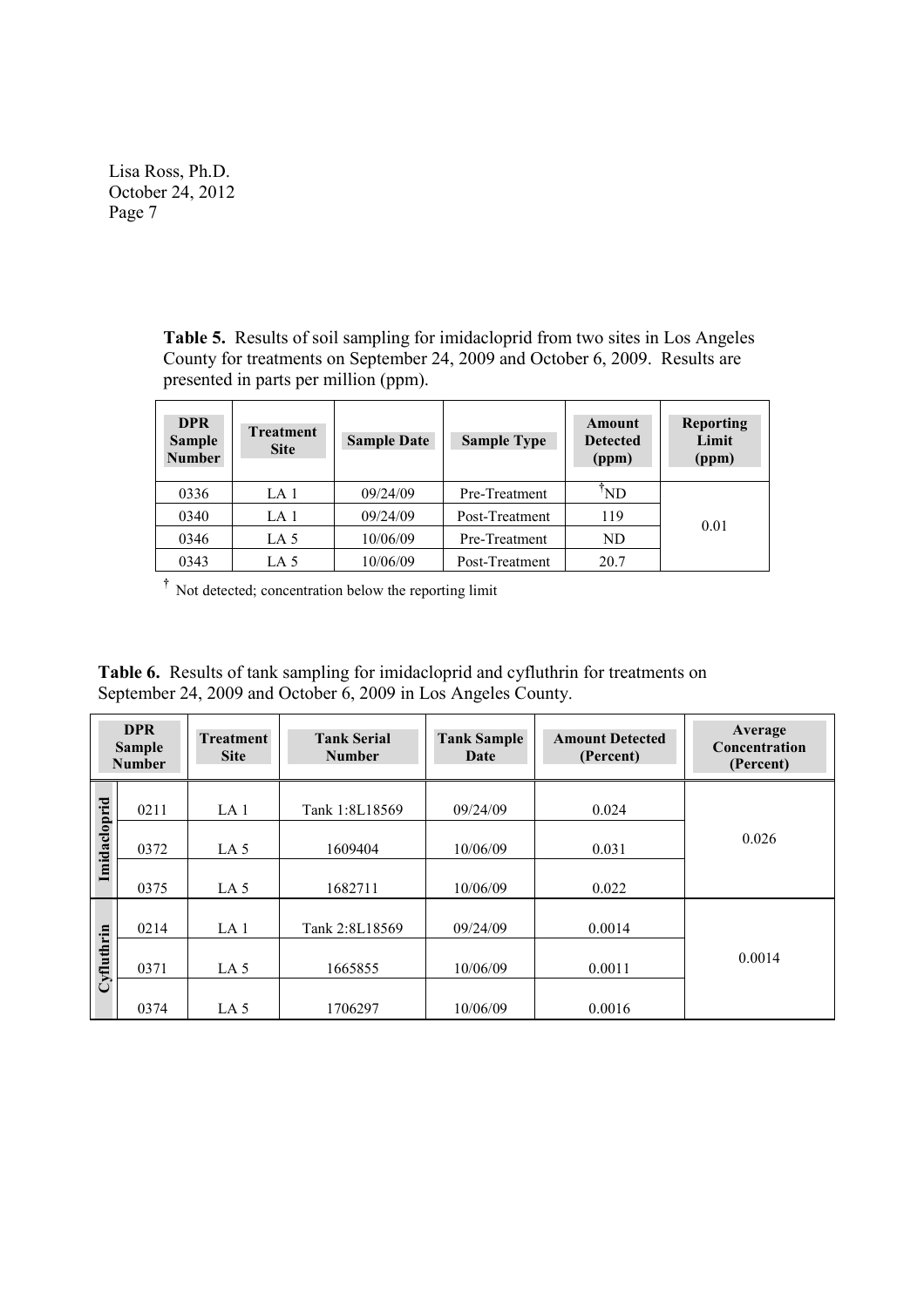**Table 5.** Results of soil sampling for imidacloprid from two sites in Los Angeles County for treatments on September 24, 2009 and October 6, 2009. Results are presented in parts per million (ppm).

| DPR Sample Number | Treatment Site | Sample Date | Sample Type | Amount Detected (ppm) | Reporting Limit (ppm) |
|---|---|---|---|---|---|
| 0336 | LA 1 | 09/24/09 | Pre-Treatment | †ND | 0.01 |
| 0340 | LA 1 | 09/24/09 | Post-Treatment | 119 | |
| 0346 | LA 5 | 10/06/09 | Pre-Treatment | ND | |
| 0343 | LA 5 | 10/06/09 | Post-Treatment | 20.7 | |

† Not detected; concentration below the reporting limit

**Table 6.** Results of tank sampling for imidacloprid and cyfluthrin for treatments on September 24, 2009 and October 6, 2009 in Los Angeles County.

| | DPR Sample Number | Treatment Site | Tank Serial Number | Tank Sample Date | Amount Detected (Percent) | Average Concentration (Percent) |
|---|---|---|---|---|---|---|
| Imidacloprid | 0211 | LA 1 | Tank 1:8L18569 | 09/24/09 | 0.024 | 0.026 |
| | 0372 | LA 5 | 1609404 | 10/06/09 | 0.031 | |
| | 0375 | LA 5 | 1682711 | 10/06/09 | 0.022 | |
| Cyfluthrin | 0214 | LA 1 | Tank 2:8L18569 | 09/24/09 | 0.0014 | 0.0014 |
| | 0371 | LA 5 | 1665855 | 10/06/09 | 0.0011 | |
| | 0374 | LA 5 | 1706297 | 10/06/09 | 0.0016 | |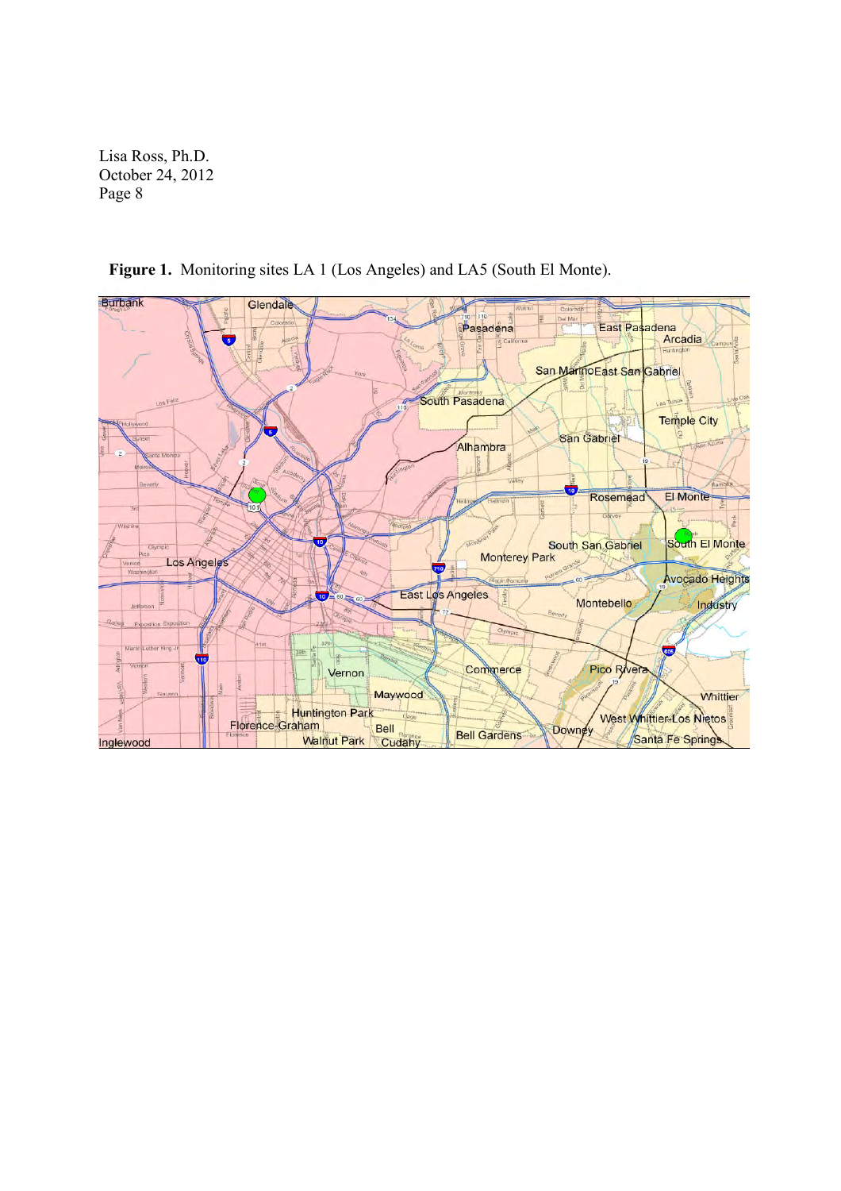**Figure 1.** Monitoring sites LA 1 (Los Angeles) and LA5 (South El Monte).